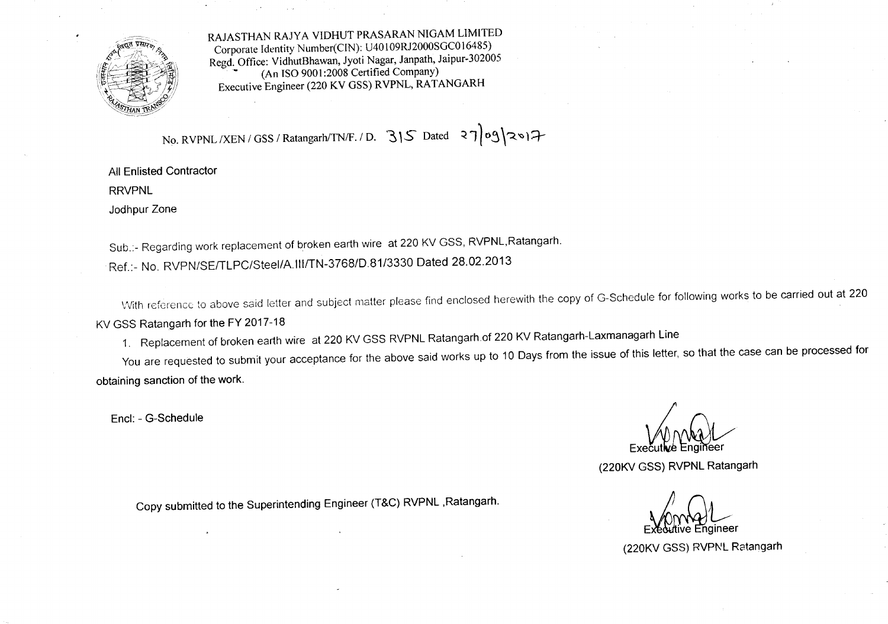RAJASTHAN RAJYA VIDHUT PRASARAN NIGAM LIMITED
Corporate Identity Number(CIN): U40109RJ2000SGC016485)
Regd. Office: VidhutBhawan, Jyoti Nagar, Janpath, Jaipur-302005
(An ISO 9001:2008 Certified Company)
Executive Engineer (220 KV GSS) RVPNL, RATANGARH

No. RVPNL /XEN / GSS / Ratangarh/TN/F. / D. 315 Dated 27/09/2017

All Enlisted Contractor
RRVPNL
Jodhpur Zone

Sub.:- Regarding work replacement of broken earth wire at 220 KV GSS, RVPNL,Ratangarh.

Ref.:- No. RVPN/SE/TLPC/Steel/A.III/TN-3768/D.81/3330 Dated 28.02.2013

With reference to above said letter and subject matter please find enclosed herewith the copy of G-Schedule for following works to be carried out at 220 KV GSS Ratangarh for the FY 2017-18

1. Replacement of broken earth wire at 220 KV GSS RVPNL Ratangarh of 220 KV Ratangarh-Laxmanagarh Line

You are requested to submit your acceptance for the above said works up to 10 Days from the issue of this letter, so that the case can be processed for obtaining sanction of the work.

Encl: - G-Schedule

Executive Engineer
(220KV GSS) RVPNL Ratangarh

Copy submitted to the Superintending Engineer (T&C) RVPNL ,Ratangarh.

Executive Engineer
(220KV GSS) RVPNL Ratangarh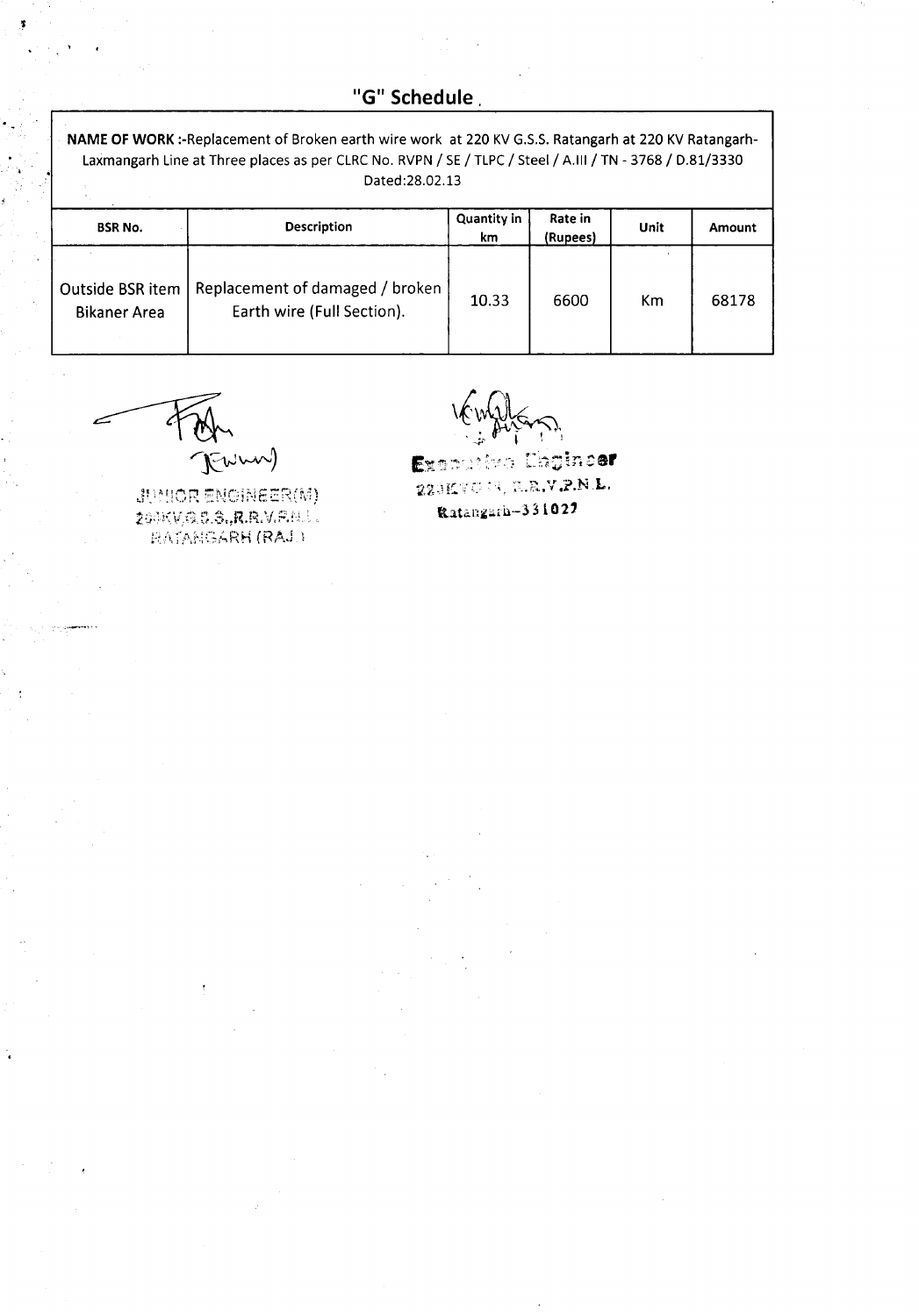# "G" Schedule

**NAME OF WORK** :-Replacement of Broken earth wire work at 220 KV G.S.S. Ratangarh at 220 KV Ratangarh-Laxmangarh Line at Three places as per CLRC No. RVPN / SE / TLPC / Steel / A.III / TN - 3768 / D.81/3330 Dated:28.02.13

| BSR No. | Description | Quantity in km | Rate in (Rupees) | Unit | Amount |
|---|---|---|---|---|---|
| Outside BSR item Bikaner Area | Replacement of damaged / broken Earth wire (Full Section). | 10.33 | 6600 | Km | 68178 |

JUNIOR ENGINEER(M)
220KV G.S.S., R.R.V.P.N.L.
RATANGARH (RAJ.)

Executive Engineer
220KV G.S.S., R.R.V.P.N.L.
Ratangarh-331022